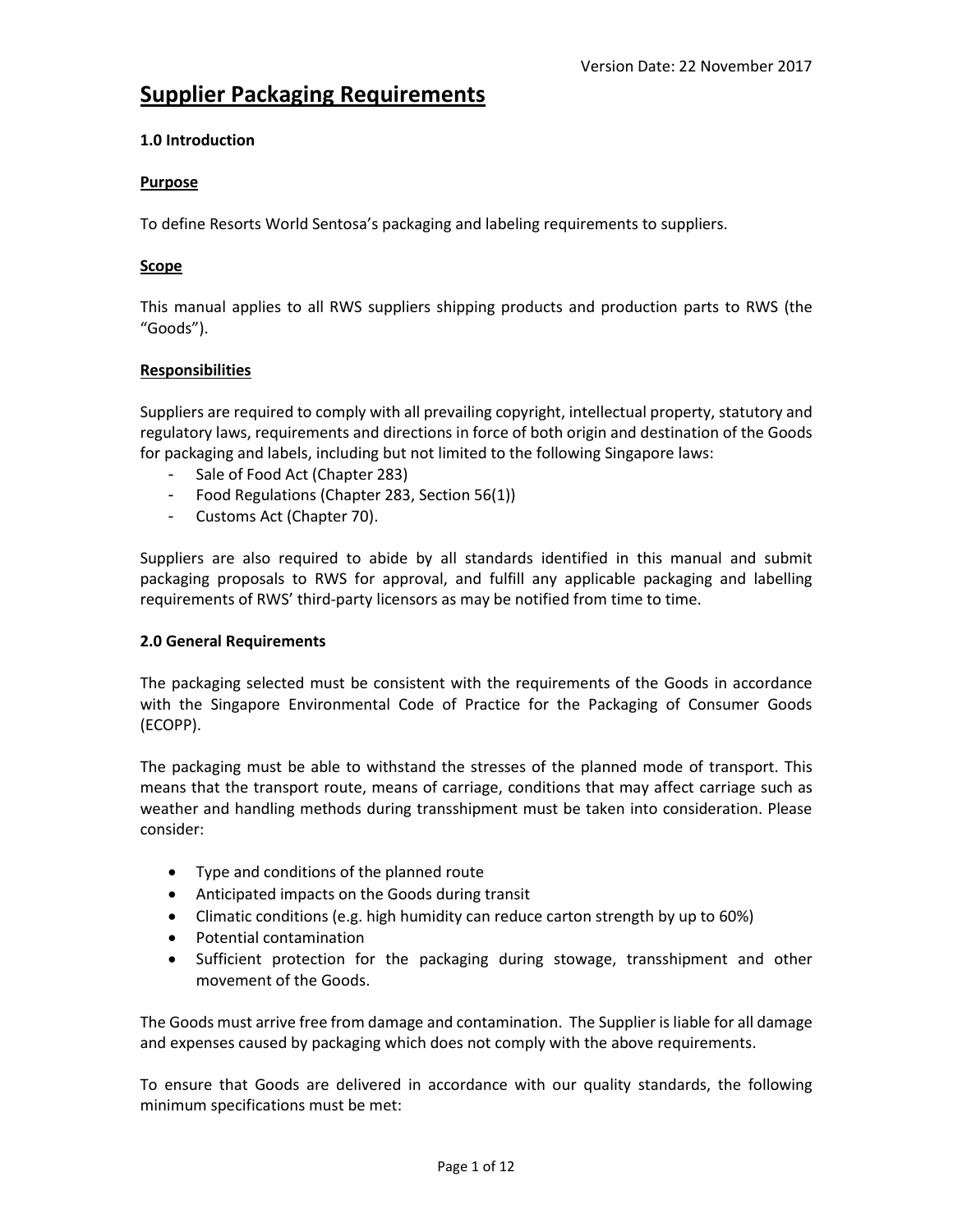Version Date: 22 November 2017

# Supplier Packaging Requirements

### 1.0 Introduction

#### Purpose

To define Resorts World Sentosa's packaging and labeling requirements to suppliers.

#### Scope

This manual applies to all RWS suppliers shipping products and production parts to RWS (the "Goods").

#### Responsibilities

Suppliers are required to comply with all prevailing copyright, intellectual property, statutory and regulatory laws, requirements and directions in force of both origin and destination of the Goods for packaging and labels, including but not limited to the following Singapore laws:

- Sale of Food Act (Chapter 283)
- Food Regulations (Chapter 283, Section 56(1))
- Customs Act (Chapter 70).

Suppliers are also required to abide by all standards identified in this manual and submit packaging proposals to RWS for approval, and fulfill any applicable packaging and labelling requirements of RWS' third-party licensors as may be notified from time to time.

### 2.0 General Requirements

The packaging selected must be consistent with the requirements of the Goods in accordance with the Singapore Environmental Code of Practice for the Packaging of Consumer Goods (ECOPP).

The packaging must be able to withstand the stresses of the planned mode of transport. This means that the transport route, means of carriage, conditions that may affect carriage such as weather and handling methods during transshipment must be taken into consideration. Please consider:

- Type and conditions of the planned route
- Anticipated impacts on the Goods during transit
- Climatic conditions (e.g. high humidity can reduce carton strength by up to 60%)
- Potential contamination
- Sufficient protection for the packaging during stowage, transshipment and other movement of the Goods.

The Goods must arrive free from damage and contamination. The Supplier is liable for all damage and expenses caused by packaging which does not comply with the above requirements.

To ensure that Goods are delivered in accordance with our quality standards, the following minimum specifications must be met: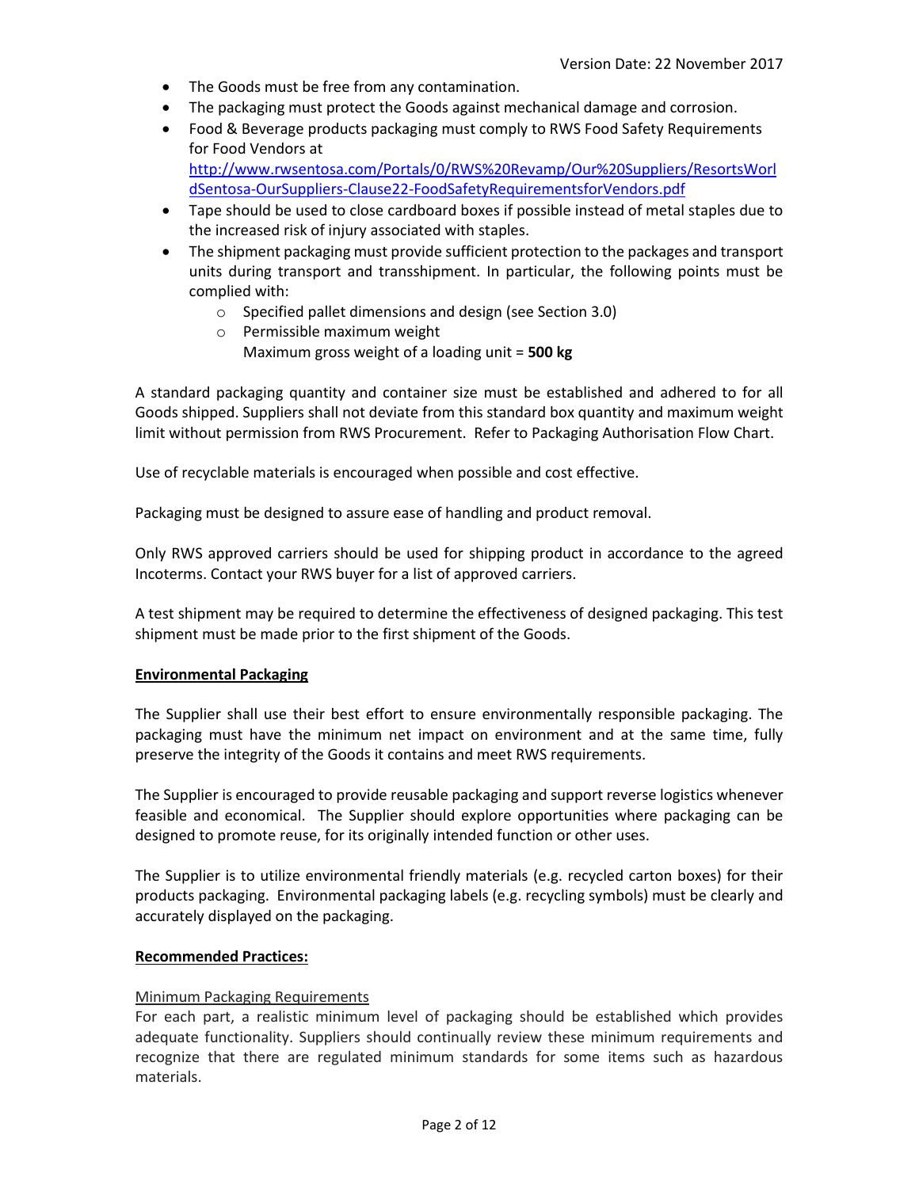- The Goods must be free from any contamination.
- The packaging must protect the Goods against mechanical damage and corrosion.
- Food & Beverage products packaging must comply to RWS Food Safety Requirements for Food Vendors at http://www.rwsentosa.com/Portals/0/RWS%20Revamp/Our%20Suppliers/ResortsWorldSentosa-OurSuppliers-Clause22-FoodSafetyRequirementsforVendors.pdf
- Tape should be used to close cardboard boxes if possible instead of metal staples due to the increased risk of injury associated with staples.
- The shipment packaging must provide sufficient protection to the packages and transport units during transport and transshipment. In particular, the following points must be complied with:
  - Specified pallet dimensions and design (see Section 3.0)
  - Permissible maximum weight
    Maximum gross weight of a loading unit = **500 kg**

A standard packaging quantity and container size must be established and adhered to for all Goods shipped. Suppliers shall not deviate from this standard box quantity and maximum weight limit without permission from RWS Procurement. Refer to Packaging Authorisation Flow Chart.

Use of recyclable materials is encouraged when possible and cost effective.

Packaging must be designed to assure ease of handling and product removal.

Only RWS approved carriers should be used for shipping product in accordance to the agreed Incoterms. Contact your RWS buyer for a list of approved carriers.

A test shipment may be required to determine the effectiveness of designed packaging. This test shipment must be made prior to the first shipment of the Goods.

**Environmental Packaging**

The Supplier shall use their best effort to ensure environmentally responsible packaging. The packaging must have the minimum net impact on environment and at the same time, fully preserve the integrity of the Goods it contains and meet RWS requirements.

The Supplier is encouraged to provide reusable packaging and support reverse logistics whenever feasible and economical. The Supplier should explore opportunities where packaging can be designed to promote reuse, for its originally intended function or other uses.

The Supplier is to utilize environmental friendly materials (e.g. recycled carton boxes) for their products packaging. Environmental packaging labels (e.g. recycling symbols) must be clearly and accurately displayed on the packaging.

**Recommended Practices:**

Minimum Packaging Requirements

For each part, a realistic minimum level of packaging should be established which provides adequate functionality. Suppliers should continually review these minimum requirements and recognize that there are regulated minimum standards for some items such as hazardous materials.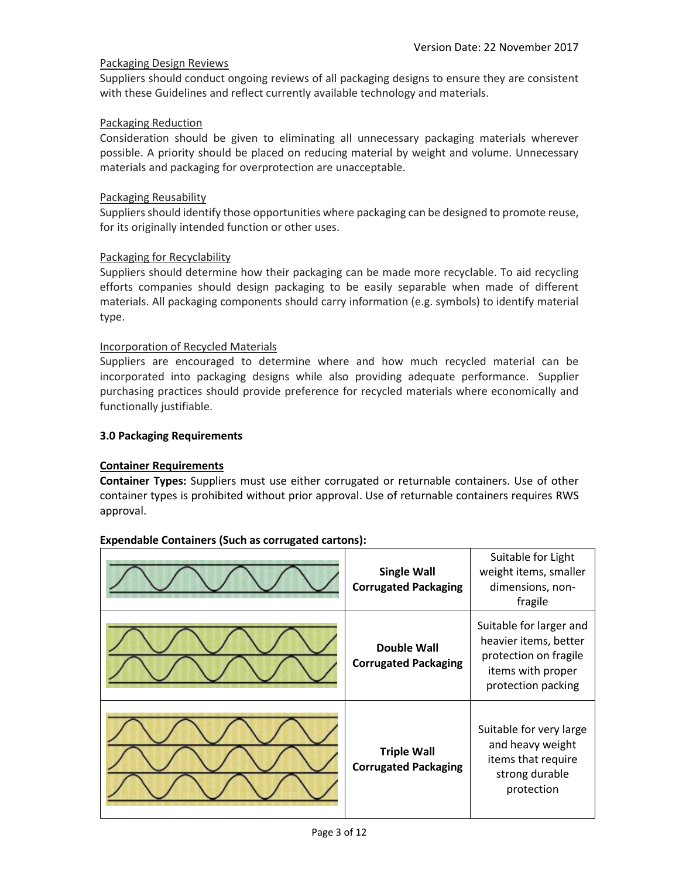Version Date: 22 November 2017

Packaging Design Reviews

Suppliers should conduct ongoing reviews of all packaging designs to ensure they are consistent with these Guidelines and reflect currently available technology and materials.

Packaging Reduction

Consideration should be given to eliminating all unnecessary packaging materials wherever possible. A priority should be placed on reducing material by weight and volume. Unnecessary materials and packaging for overprotection are unacceptable.

Packaging Reusability

Suppliers should identify those opportunities where packaging can be designed to promote reuse, for its originally intended function or other uses.

Packaging for Recyclability

Suppliers should determine how their packaging can be made more recyclable. To aid recycling efforts companies should design packaging to be easily separable when made of different materials. All packaging components should carry information (e.g. symbols) to identify material type.

Incorporation of Recycled Materials

Suppliers are encouraged to determine where and how much recycled material can be incorporated into packaging designs while also providing adequate performance. Supplier purchasing practices should provide preference for recycled materials where economically and functionally justifiable.

## 3.0 Packaging Requirements

### Container Requirements

**Container Types:** Suppliers must use either corrugated or returnable containers. Use of other container types is prohibited without prior approval. Use of returnable containers requires RWS approval.

**Expendable Containers (Such as corrugated cartons):**

| | | |
|---|---|---|
| | **Single Wall Corrugated Packaging** | Suitable for Light weight items, smaller dimensions, non-fragile |
| | **Double Wall Corrugated Packaging** | Suitable for larger and heavier items, better protection on fragile items with proper protection packing |
| | **Triple Wall Corrugated Packaging** | Suitable for very large and heavy weight items that require strong durable protection |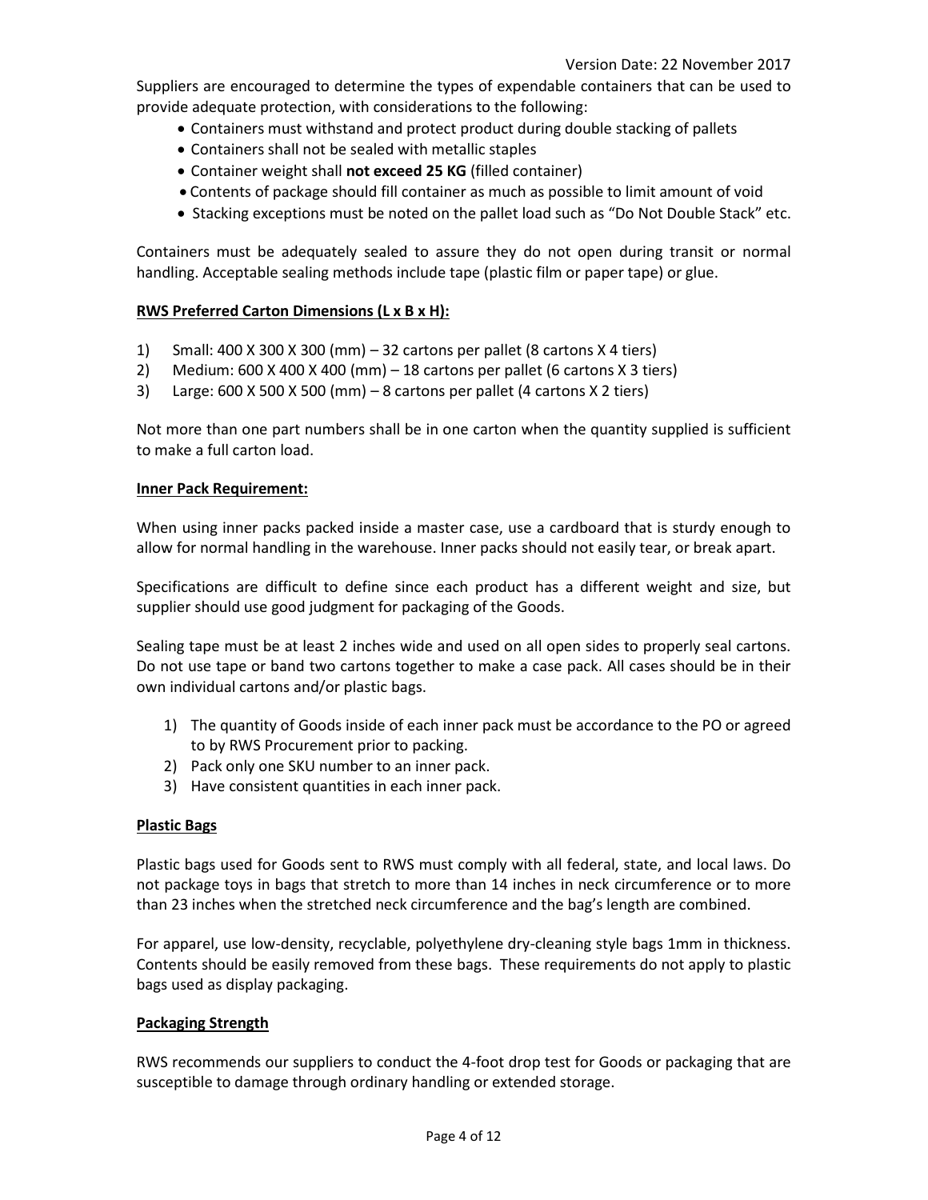Suppliers are encouraged to determine the types of expendable containers that can be used to provide adequate protection, with considerations to the following:

- Containers must withstand and protect product during double stacking of pallets
- Containers shall not be sealed with metallic staples
- Container weight shall **not exceed 25 KG** (filled container)
- Contents of package should fill container as much as possible to limit amount of void
- Stacking exceptions must be noted on the pallet load such as "Do Not Double Stack" etc.

Containers must be adequately sealed to assure they do not open during transit or normal handling. Acceptable sealing methods include tape (plastic film or paper tape) or glue.

**RWS Preferred Carton Dimensions (L x B x H):**

1) Small: 400 X 300 X 300 (mm) – 32 cartons per pallet (8 cartons X 4 tiers)
2) Medium: 600 X 400 X 400 (mm) – 18 cartons per pallet (6 cartons X 3 tiers)
3) Large: 600 X 500 X 500 (mm) – 8 cartons per pallet (4 cartons X 2 tiers)

Not more than one part numbers shall be in one carton when the quantity supplied is sufficient to make a full carton load.

**Inner Pack Requirement:**

When using inner packs packed inside a master case, use a cardboard that is sturdy enough to allow for normal handling in the warehouse. Inner packs should not easily tear, or break apart.

Specifications are difficult to define since each product has a different weight and size, but supplier should use good judgment for packaging of the Goods.

Sealing tape must be at least 2 inches wide and used on all open sides to properly seal cartons. Do not use tape or band two cartons together to make a case pack. All cases should be in their own individual cartons and/or plastic bags.

1) The quantity of Goods inside of each inner pack must be accordance to the PO or agreed to by RWS Procurement prior to packing.
2) Pack only one SKU number to an inner pack.
3) Have consistent quantities in each inner pack.

**Plastic Bags**

Plastic bags used for Goods sent to RWS must comply with all federal, state, and local laws. Do not package toys in bags that stretch to more than 14 inches in neck circumference or to more than 23 inches when the stretched neck circumference and the bag's length are combined.

For apparel, use low-density, recyclable, polyethylene dry-cleaning style bags 1mm in thickness. Contents should be easily removed from these bags. These requirements do not apply to plastic bags used as display packaging.

**Packaging Strength**

RWS recommends our suppliers to conduct the 4-foot drop test for Goods or packaging that are susceptible to damage through ordinary handling or extended storage.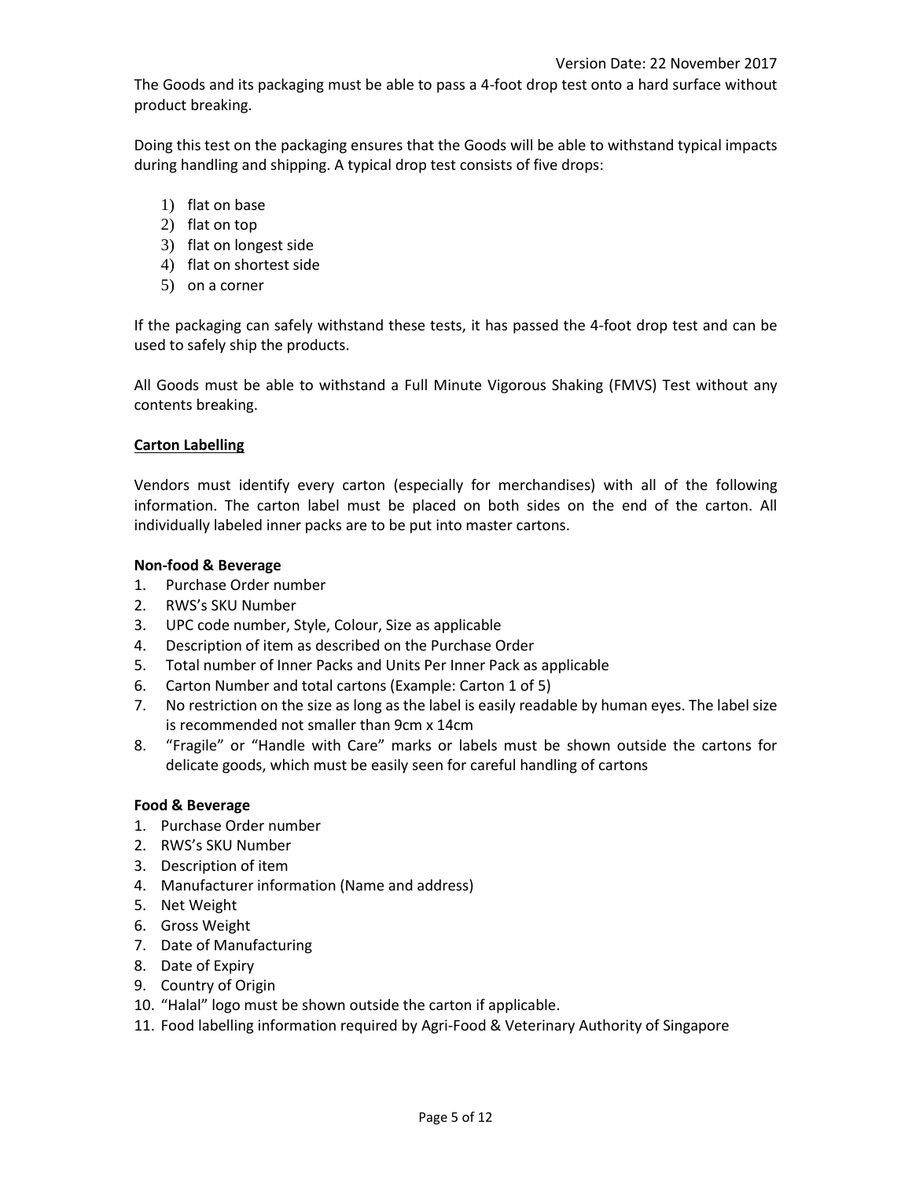The Goods and its packaging must be able to pass a 4-foot drop test onto a hard surface without product breaking.

Doing this test on the packaging ensures that the Goods will be able to withstand typical impacts during handling and shipping. A typical drop test consists of five drops:

1) flat on base
2) flat on top
3) flat on longest side
4) flat on shortest side
5) on a corner

If the packaging can safely withstand these tests, it has passed the 4-foot drop test and can be used to safely ship the products.

All Goods must be able to withstand a Full Minute Vigorous Shaking (FMVS) Test without any contents breaking.

**Carton Labelling**

Vendors must identify every carton (especially for merchandises) with all of the following information. The carton label must be placed on both sides on the end of the carton. All individually labeled inner packs are to be put into master cartons.

**Non-food & Beverage**

1. Purchase Order number
2. RWS's SKU Number
3. UPC code number, Style, Colour, Size as applicable
4. Description of item as described on the Purchase Order
5. Total number of Inner Packs and Units Per Inner Pack as applicable
6. Carton Number and total cartons (Example: Carton 1 of 5)
7. No restriction on the size as long as the label is easily readable by human eyes. The label size is recommended not smaller than 9cm x 14cm
8. "Fragile" or "Handle with Care" marks or labels must be shown outside the cartons for delicate goods, which must be easily seen for careful handling of cartons

**Food & Beverage**

1. Purchase Order number
2. RWS's SKU Number
3. Description of item
4. Manufacturer information (Name and address)
5. Net Weight
6. Gross Weight
7. Date of Manufacturing
8. Date of Expiry
9. Country of Origin
10. "Halal" logo must be shown outside the carton if applicable.
11. Food labelling information required by Agri-Food & Veterinary Authority of Singapore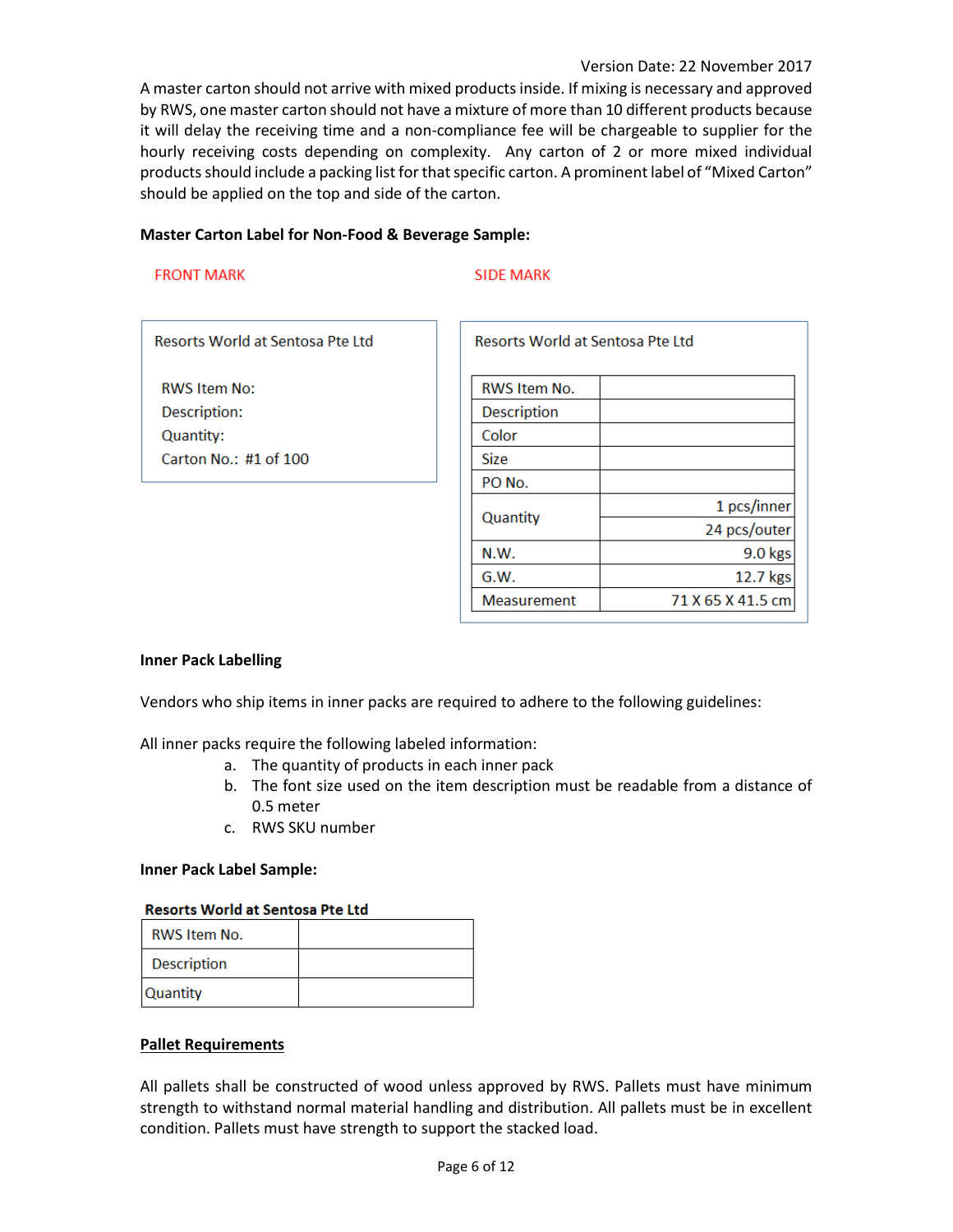A master carton should not arrive with mixed products inside. If mixing is necessary and approved by RWS, one master carton should not have a mixture of more than 10 different products because it will delay the receiving time and a non-compliance fee will be chargeable to supplier for the hourly receiving costs depending on complexity. Any carton of 2 or more mixed individual products should include a packing list for that specific carton. A prominent label of "Mixed Carton" should be applied on the top and side of the carton.

**Master Carton Label for Non-Food & Beverage Sample:**

FRONT MARK

Resorts World at Sentosa Pte Ltd

RWS Item No:
Description:
Quantity:
Carton No.: #1 of 100

SIDE MARK

Resorts World at Sentosa Pte Ltd

| RWS Item No. | |
|---|---|
| Description | |
| Color | |
| Size | |
| PO No. | |
| Quantity | 1 pcs/inner |
| | 24 pcs/outer |
| N.W. | 9.0 kgs |
| G.W. | 12.7 kgs |
| Measurement | 71 X 65 X 41.5 cm |

**Inner Pack Labelling**

Vendors who ship items in inner packs are required to adhere to the following guidelines:

All inner packs require the following labeled information:

a. The quantity of products in each inner pack
b. The font size used on the item description must be readable from a distance of 0.5 meter
c. RWS SKU number

**Inner Pack Label Sample:**

**Resorts World at Sentosa Pte Ltd**

| RWS Item No. | |
|---|---|
| Description | |
| Quantity | |

**Pallet Requirements**

All pallets shall be constructed of wood unless approved by RWS. Pallets must have minimum strength to withstand normal material handling and distribution. All pallets must be in excellent condition. Pallets must have strength to support the stacked load.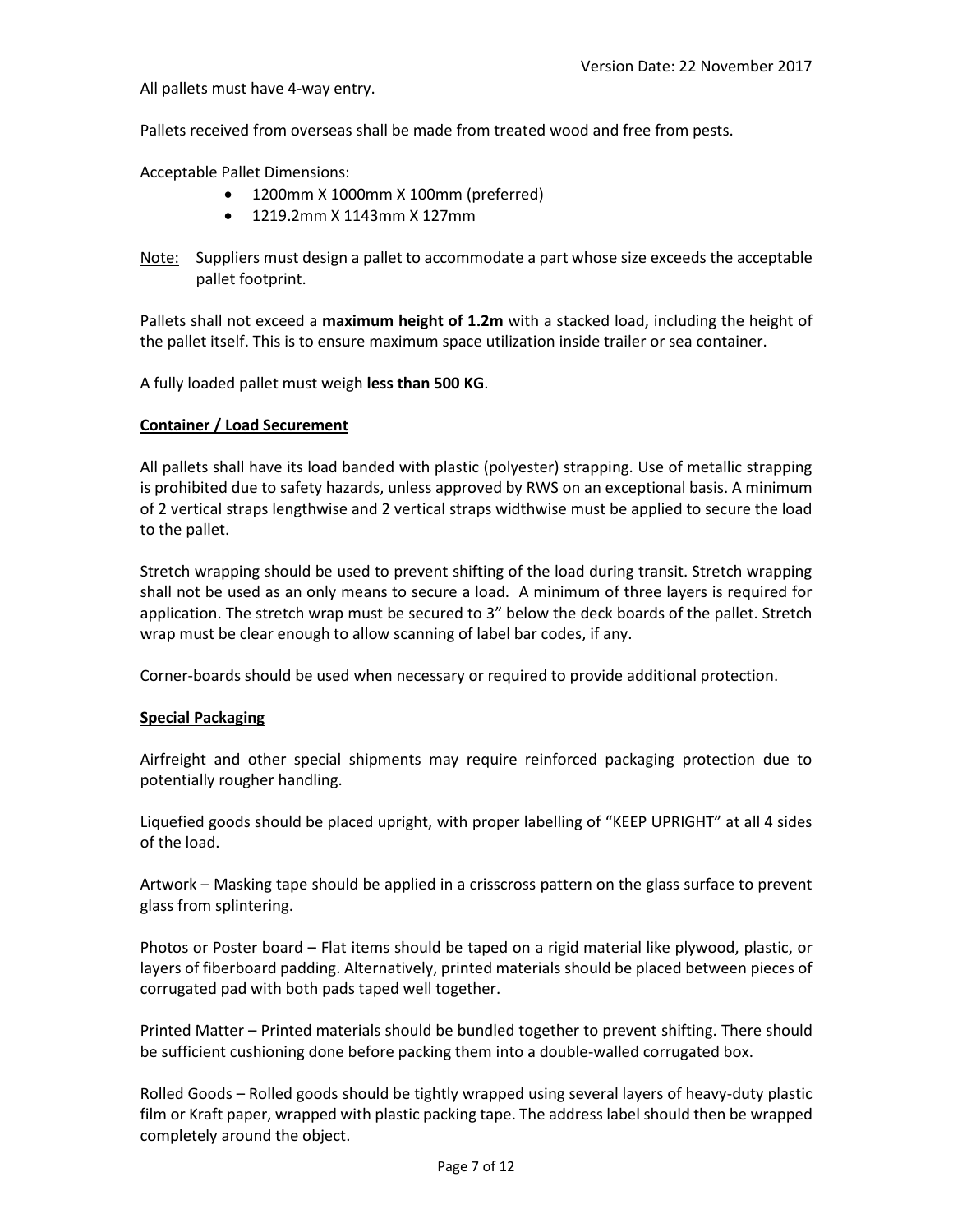All pallets must have 4-way entry.

Pallets received from overseas shall be made from treated wood and free from pests.

Acceptable Pallet Dimensions:

- 1200mm X 1000mm X 100mm (preferred)
- 1219.2mm X 1143mm X 127mm

Note: Suppliers must design a pallet to accommodate a part whose size exceeds the acceptable pallet footprint.

Pallets shall not exceed a **maximum height of 1.2m** with a stacked load, including the height of the pallet itself. This is to ensure maximum space utilization inside trailer or sea container.

A fully loaded pallet must weigh **less than 500 KG**.

## Container / Load Securement

All pallets shall have its load banded with plastic (polyester) strapping. Use of metallic strapping is prohibited due to safety hazards, unless approved by RWS on an exceptional basis. A minimum of 2 vertical straps lengthwise and 2 vertical straps widthwise must be applied to secure the load to the pallet.

Stretch wrapping should be used to prevent shifting of the load during transit. Stretch wrapping shall not be used as an only means to secure a load. A minimum of three layers is required for application. The stretch wrap must be secured to 3" below the deck boards of the pallet. Stretch wrap must be clear enough to allow scanning of label bar codes, if any.

Corner-boards should be used when necessary or required to provide additional protection.

## Special Packaging

Airfreight and other special shipments may require reinforced packaging protection due to potentially rougher handling.

Liquefied goods should be placed upright, with proper labelling of "KEEP UPRIGHT" at all 4 sides of the load.

Artwork – Masking tape should be applied in a crisscross pattern on the glass surface to prevent glass from splintering.

Photos or Poster board – Flat items should be taped on a rigid material like plywood, plastic, or layers of fiberboard padding. Alternatively, printed materials should be placed between pieces of corrugated pad with both pads taped well together.

Printed Matter – Printed materials should be bundled together to prevent shifting. There should be sufficient cushioning done before packing them into a double-walled corrugated box.

Rolled Goods – Rolled goods should be tightly wrapped using several layers of heavy-duty plastic film or Kraft paper, wrapped with plastic packing tape. The address label should then be wrapped completely around the object.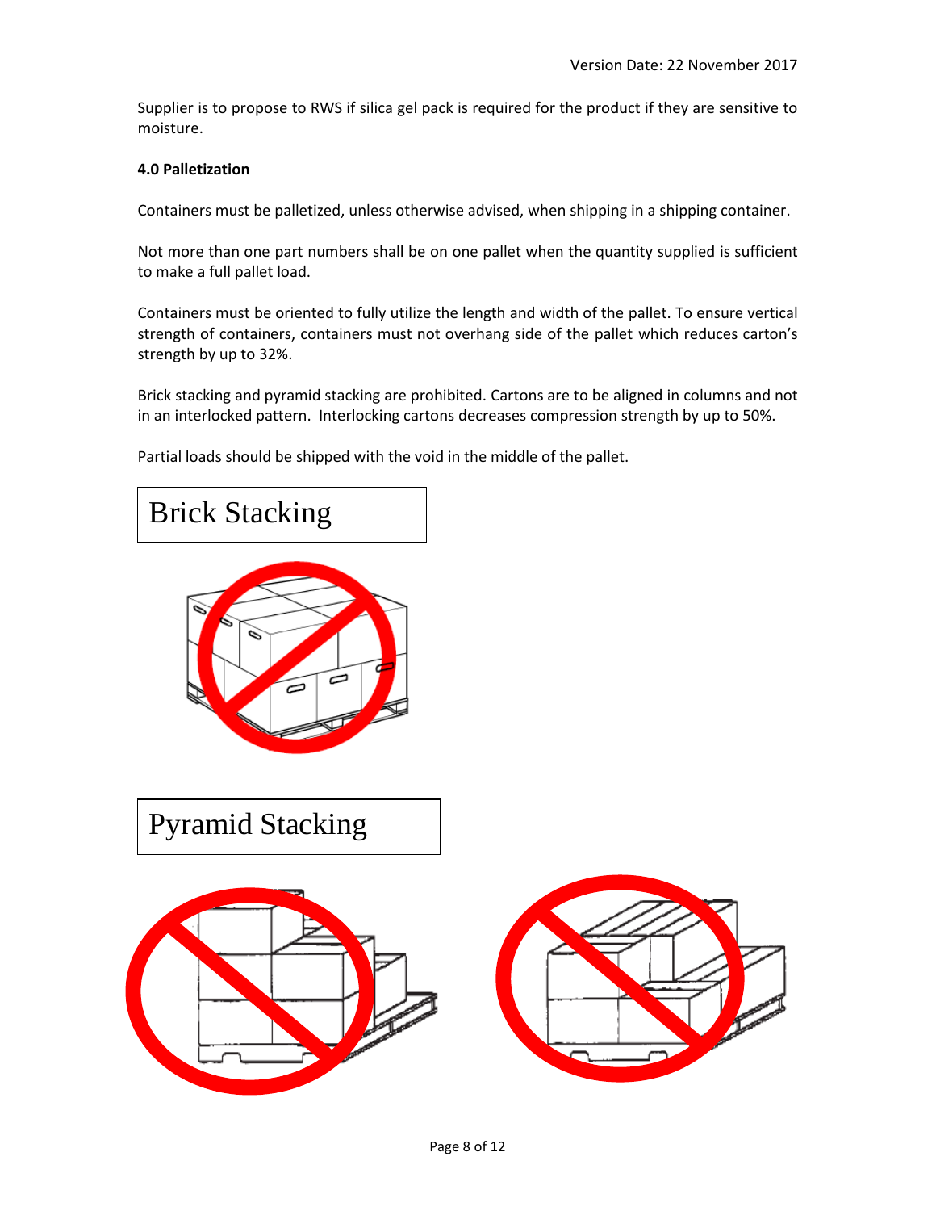Supplier is to propose to RWS if silica gel pack is required for the product if they are sensitive to moisture.

**4.0 Palletization**

Containers must be palletized, unless otherwise advised, when shipping in a shipping container.

Not more than one part numbers shall be on one pallet when the quantity supplied is sufficient to make a full pallet load.

Containers must be oriented to fully utilize the length and width of the pallet. To ensure vertical strength of containers, containers must not overhang side of the pallet which reduces carton's strength by up to 32%.

Brick stacking and pyramid stacking are prohibited. Cartons are to be aligned in columns and not in an interlocked pattern. Interlocking cartons decreases compression strength by up to 50%.

Partial loads should be shipped with the void in the middle of the pallet.

Brick Stacking

Pyramid Stacking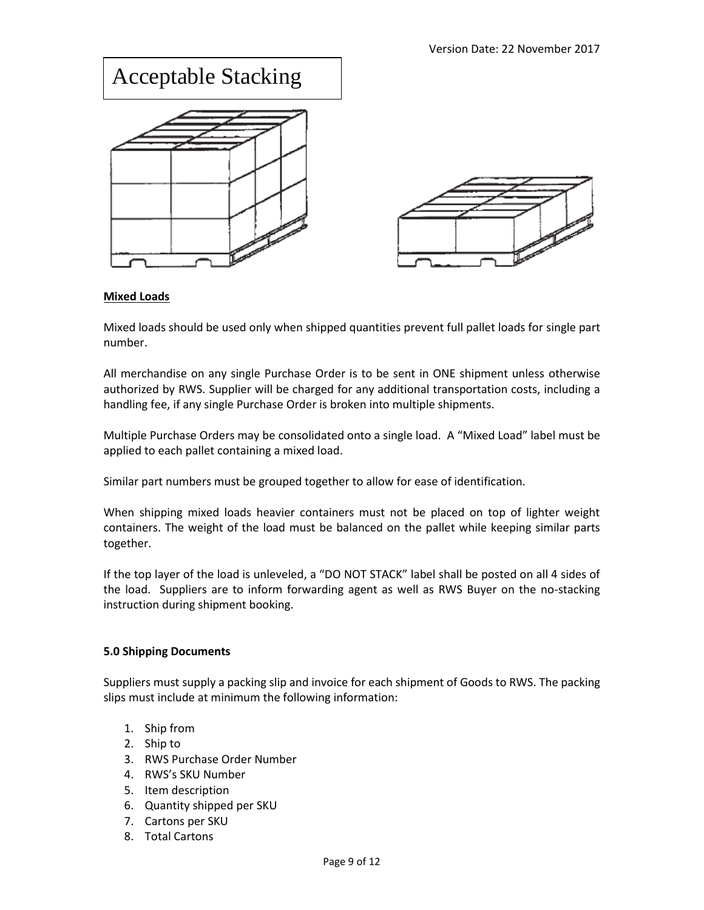Version Date: 22 November 2017

# Acceptable Stacking

**Mixed Loads**

Mixed loads should be used only when shipped quantities prevent full pallet loads for single part number.

All merchandise on any single Purchase Order is to be sent in ONE shipment unless otherwise authorized by RWS. Supplier will be charged for any additional transportation costs, including a handling fee, if any single Purchase Order is broken into multiple shipments.

Multiple Purchase Orders may be consolidated onto a single load. A "Mixed Load" label must be applied to each pallet containing a mixed load.

Similar part numbers must be grouped together to allow for ease of identification.

When shipping mixed loads heavier containers must not be placed on top of lighter weight containers. The weight of the load must be balanced on the pallet while keeping similar parts together.

If the top layer of the load is unleveled, a "DO NOT STACK" label shall be posted on all 4 sides of the load. Suppliers are to inform forwarding agent as well as RWS Buyer on the no-stacking instruction during shipment booking.

**5.0 Shipping Documents**

Suppliers must supply a packing slip and invoice for each shipment of Goods to RWS. The packing slips must include at minimum the following information:

1. Ship from
2. Ship to
3. RWS Purchase Order Number
4. RWS's SKU Number
5. Item description
6. Quantity shipped per SKU
7. Cartons per SKU
8. Total Cartons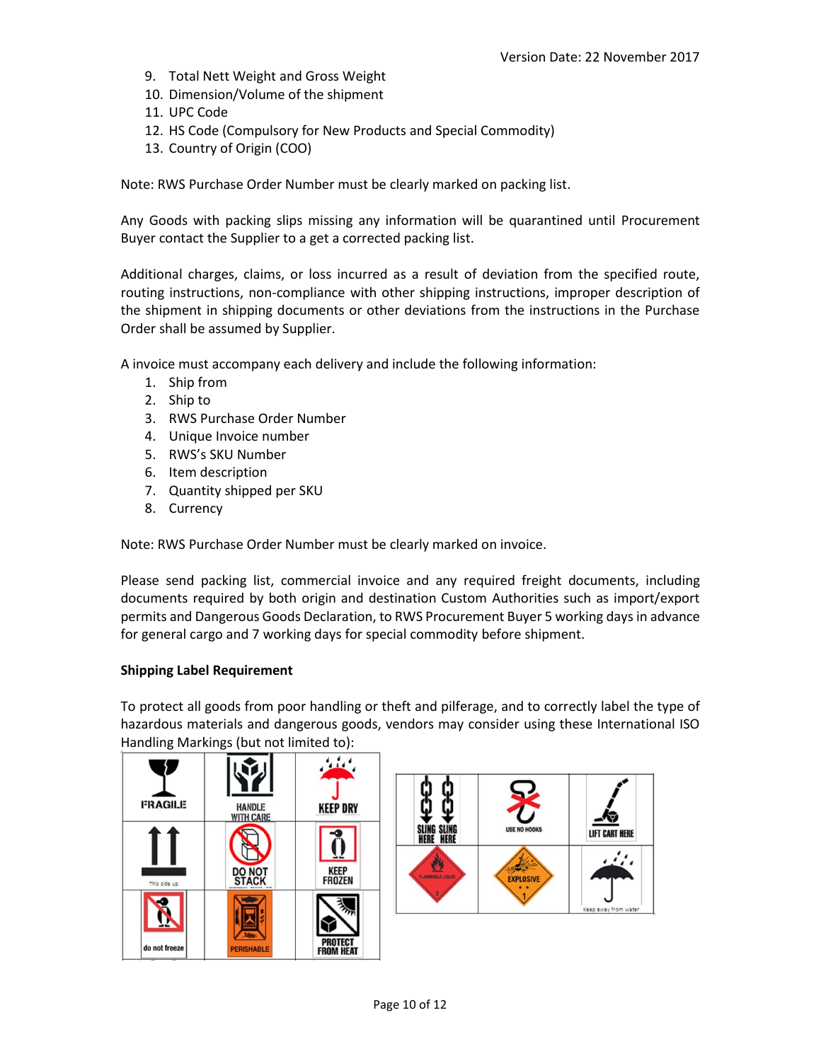9. Total Nett Weight and Gross Weight
10. Dimension/Volume of the shipment
11. UPC Code
12. HS Code (Compulsory for New Products and Special Commodity)
13. Country of Origin (COO)

Note: RWS Purchase Order Number must be clearly marked on packing list.

Any Goods with packing slips missing any information will be quarantined until Procurement Buyer contact the Supplier to a get a corrected packing list.

Additional charges, claims, or loss incurred as a result of deviation from the specified route, routing instructions, non-compliance with other shipping instructions, improper description of the shipment in shipping documents or other deviations from the instructions in the Purchase Order shall be assumed by Supplier.

A invoice must accompany each delivery and include the following information:

1. Ship from
2. Ship to
3. RWS Purchase Order Number
4. Unique Invoice number
5. RWS's SKU Number
6. Item description
7. Quantity shipped per SKU
8. Currency

Note: RWS Purchase Order Number must be clearly marked on invoice.

Please send packing list, commercial invoice and any required freight documents, including documents required by both origin and destination Custom Authorities such as import/export permits and Dangerous Goods Declaration, to RWS Procurement Buyer 5 working days in advance for general cargo and 7 working days for special commodity before shipment.

**Shipping Label Requirement**

To protect all goods from poor handling or theft and pilferage, and to correctly label the type of hazardous materials and dangerous goods, vendors may consider using these International ISO Handling Markings (but not limited to):

| | | |
|---|---|---|
| FRAGILE | HANDLE WITH CARE | KEEP DRY |
| This side up | DO NOT STACK | KEEP FROZEN |
| do not freeze | PERISHABLE | PROTECT FROM HEAT |

| | | |
|---|---|---|
| SLING HERE SLING HERE | USE NO HOOKS | LIFT CART HERE |
| FLAMMABLE LIQUID 3 | EXPLOSIVE 1 | Keep away from water |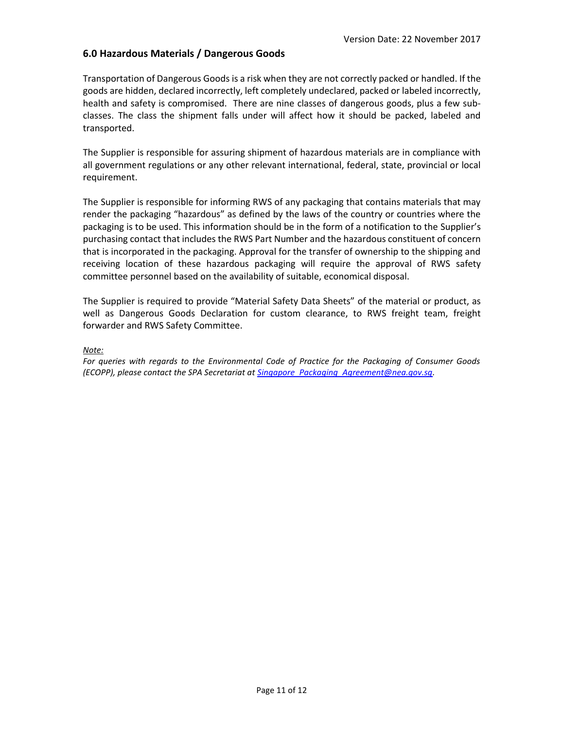## 6.0 Hazardous Materials / Dangerous Goods

Transportation of Dangerous Goods is a risk when they are not correctly packed or handled. If the goods are hidden, declared incorrectly, left completely undeclared, packed or labeled incorrectly, health and safety is compromised. There are nine classes of dangerous goods, plus a few sub-classes. The class the shipment falls under will affect how it should be packed, labeled and transported.

The Supplier is responsible for assuring shipment of hazardous materials are in compliance with all government regulations or any other relevant international, federal, state, provincial or local requirement.

The Supplier is responsible for informing RWS of any packaging that contains materials that may render the packaging "hazardous" as defined by the laws of the country or countries where the packaging is to be used. This information should be in the form of a notification to the Supplier's purchasing contact that includes the RWS Part Number and the hazardous constituent of concern that is incorporated in the packaging. Approval for the transfer of ownership to the shipping and receiving location of these hazardous packaging will require the approval of RWS safety committee personnel based on the availability of suitable, economical disposal.

The Supplier is required to provide "Material Safety Data Sheets" of the material or product, as well as Dangerous Goods Declaration for custom clearance, to RWS freight team, freight forwarder and RWS Safety Committee.

*<u>Note:</u>*

*For queries with regards to the Environmental Code of Practice for the Packaging of Consumer Goods (ECOPP), please contact the SPA Secretariat at [Singapore_Packaging_Agreement@nea.gov.sg](mailto:Singapore_Packaging_Agreement@nea.gov.sg).*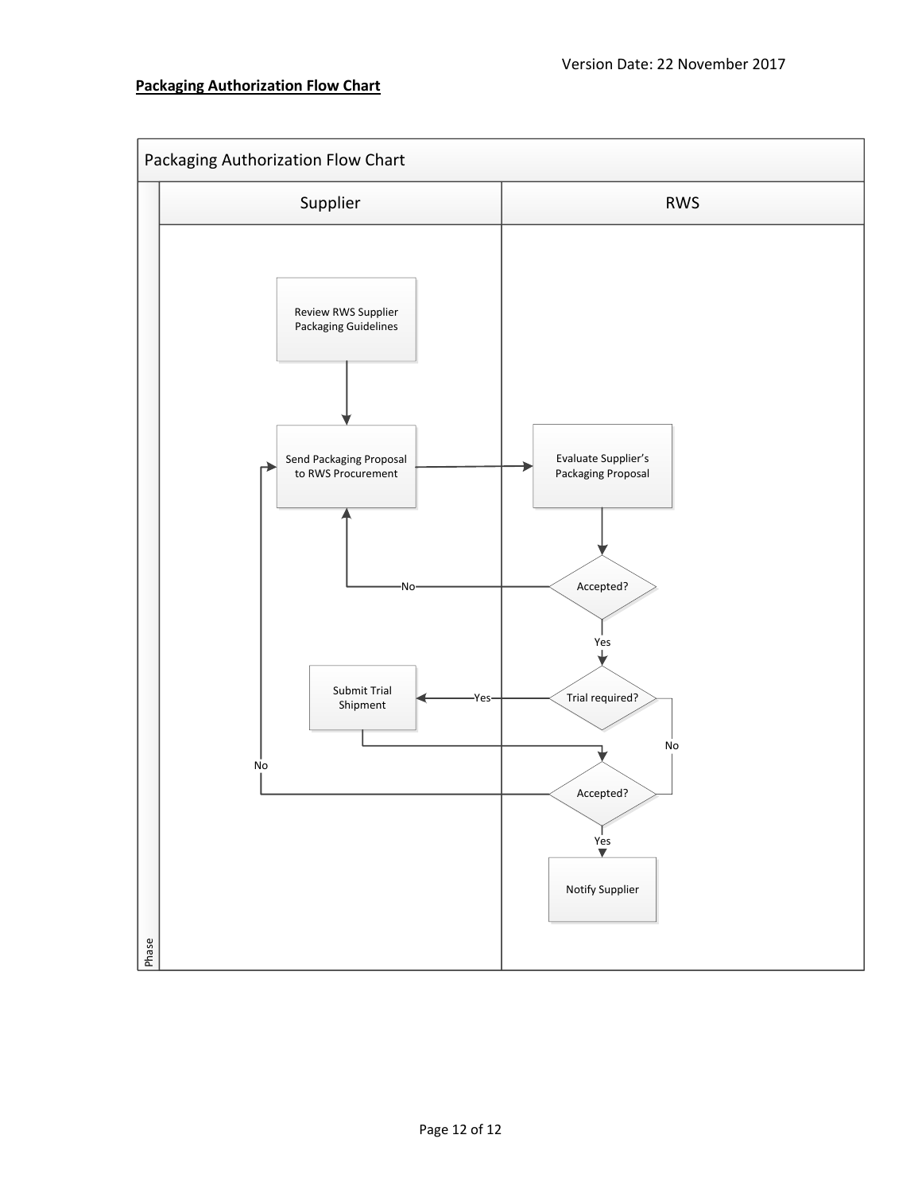**Packaging Authorization Flow Chart**

Packaging Authorization Flow Chart

Supplier

RWS

Review RWS Supplier Packaging Guidelines

Send Packaging Proposal to RWS Procurement

Evaluate Supplier's Packaging Proposal

Accepted?

No

Yes

Submit Trial Shipment

Yes

Trial required?

No

No

Accepted?

Yes

Notify Supplier

Phase